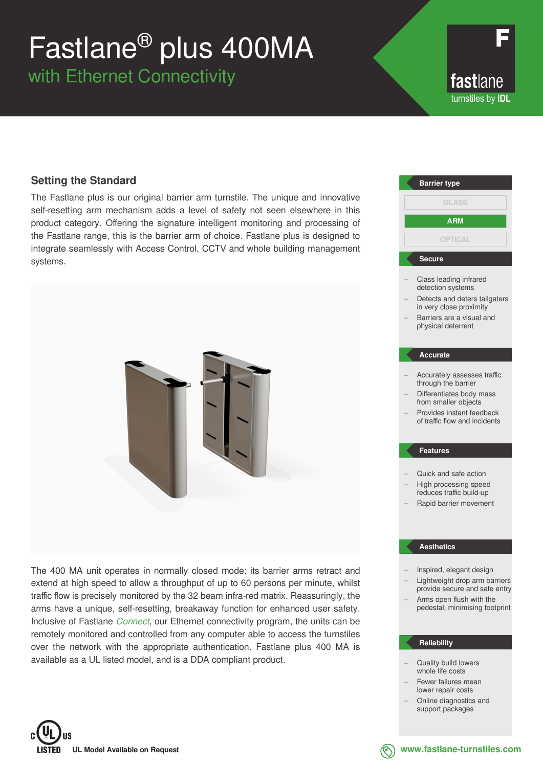# Fastlane® plus 400MA

## with Ethernet Connectivity

fastlane
turnstiles by IDL

## Setting the Standard

The Fastlane plus is our original barrier arm turnstile. The unique and innovative self-resetting arm mechanism adds a level of safety not seen elsewhere in this product category. Offering the signature intelligent monitoring and processing of the Fastlane range, this is the barrier arm of choice. Fastlane plus is designed to integrate seamlessly with Access Control, CCTV and whole building management systems.

The 400 MA unit operates in normally closed mode; its barrier arms retract and extend at high speed to allow a throughput of up to 60 persons per minute, whilst traffic flow is precisely monitored by the 32 beam infra-red matrix. Reassuringly, the arms have a unique, self-resetting, breakaway function for enhanced user safety. Inclusive of Fastlane *Connect*, our Ethernet connectivity program, the units can be remotely monitored and controlled from any computer able to access the turnstiles over the network with the appropriate authentication. Fastlane plus 400 MA is available as a UL listed model, and is a DDA compliant product.

c UL us LISTED **UL Model Available on Request**

### Barrier type

- GLASS
- **ARM**
- OPTICAL

### Secure

- Class leading infrared detection systems
- Detects and deters tailgaters in very close proximity
- Barriers are a visual and physical deterrent

### Accurate

- Accurately assesses traffic through the barrier
- Differentiates body mass from smaller objects
- Provides instant feedback of traffic flow and incidents

### Features

- Quick and safe action
- High processing speed reduces traffic build-up
- Rapid barrier movement

### Aesthetics

- Inspired, elegant design
- Lightweight drop arm barriers provide secure and safe entry
- Arms open flush with the pedestal, minimising footprint

### Reliability

- Quality build lowers whole life costs
- Fewer failures mean lower repair costs
- Online diagnostics and support packages

www.fastlane-turnstiles.com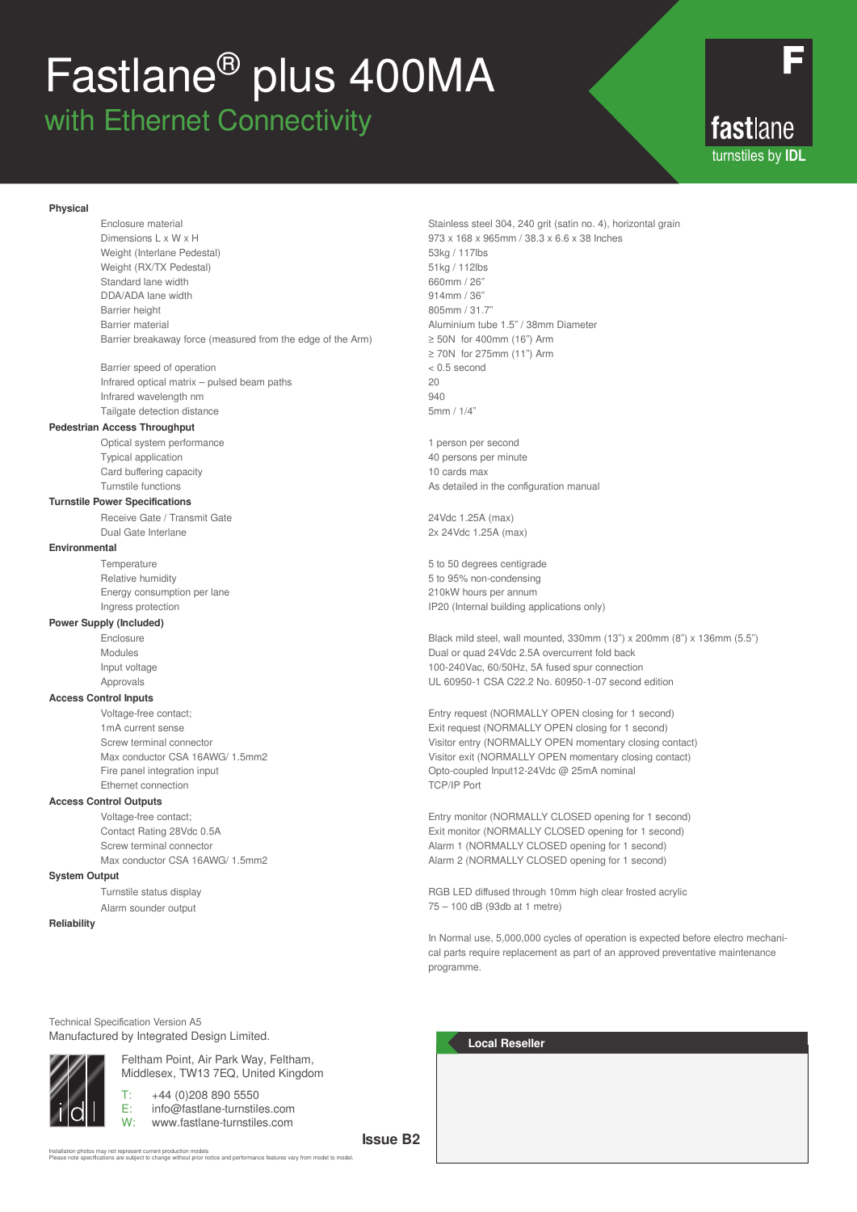# Fastlane® plus 400MA

## with Ethernet Connectivity

fastlane
turnstiles by IDL

| | |
|---|---|
| **Physical** | |
| Enclosure material | Stainless steel 304, 240 grit (satin no. 4), horizontal grain |
| Dimensions L x W x H | 973 x 168 x 965mm / 38.3 x 6.6 x 38 Inches |
| Weight (Interlane Pedestal) | 53kg / 117lbs |
| Weight (RX/TX Pedestal) | 51kg / 112lbs |
| Standard lane width | 660mm / 26” |
| DDA/ADA lane width | 914mm / 36” |
| Barrier height | 805mm / 31.7” |
| Barrier material | Aluminium tube 1.5” / 38mm Diameter |
| Barrier breakaway force (measured from the edge of the Arm) | ≥ 50N for 400mm (16”) Arm<br>≥ 70N for 275mm (11”) Arm |
| Barrier speed of operation | < 0.5 second |
| Infrared optical matrix – pulsed beam paths | 20 |
| Infrared wavelength nm | 940 |
| Tailgate detection distance | 5mm / 1/4” |
| **Pedestrian Access Throughput** | |
| Optical system performance | 1 person per second |
| Typical application | 40 persons per minute |
| Card buffering capacity | 10 cards max |
| Turnstile functions | As detailed in the configuration manual |
| **Turnstile Power Specifications** | |
| Receive Gate / Transmit Gate | 24Vdc 1.25A (max) |
| Dual Gate Interlane | 2x 24Vdc 1.25A (max) |
| **Environmental** | |
| Temperature | 5 to 50 degrees centigrade |
| Relative humidity | 5 to 95% non-condensing |
| Energy consumption per lane | 210kW hours per annum |
| Ingress protection | IP20 (Internal building applications only) |
| **Power Supply (Included)** | |
| Enclosure | Black mild steel, wall mounted, 330mm (13”) x 200mm (8”) x 136mm (5.5”) |
| Modules | Dual or quad 24Vdc 2.5A overcurrent fold back |
| Input voltage | 100-240Vac, 60/50Hz, 5A fused spur connection |
| Approvals | UL 60950-1 CSA C22.2 No. 60950-1-07 second edition |
| **Access Control Inputs** | |
| Voltage-free contact; | Entry request (NORMALLY OPEN closing for 1 second) |
| 1mA current sense | Exit request (NORMALLY OPEN closing for 1 second) |
| Screw terminal connector | Visitor entry (NORMALLY OPEN momentary closing contact) |
| Max conductor CSA 16AWG/ 1.5mm2 | Visitor exit (NORMALLY OPEN momentary closing contact) |
| Fire panel integration input | Opto-coupled Input12-24Vdc @ 25mA nominal |
| Ethernet connection | TCP/IP Port |
| **Access Control Outputs** | |
| Voltage-free contact; | Entry monitor (NORMALLY CLOSED opening for 1 second) |
| Contact Rating 28Vdc 0.5A | Exit monitor (NORMALLY CLOSED opening for 1 second) |
| Screw terminal connector | Alarm 1 (NORMALLY CLOSED opening for 1 second) |
| Max conductor CSA 16AWG/ 1.5mm2 | Alarm 2 (NORMALLY CLOSED opening for 1 second) |
| **System Output** | |
| Turnstile status display | RGB LED diffused through 10mm high clear frosted acrylic |
| Alarm sounder output | 75 – 100 dB (93db at 1 metre) |
| **Reliability** | In Normal use, 5,000,000 cycles of operation is expected before electro mechanical parts require replacement as part of an approved preventative maintenance programme. |

Technical Specification Version A5
Manufactured by Integrated Design Limited.

Feltham Point, Air Park Way, Feltham,
Middlesex, TW13 7EQ, United Kingdom

T: +44 (0)208 890 5550
E: info@fastlane-turnstiles.com
W: www.fastlane-turnstiles.com

**Issue B2**

**Local Reseller**

Installation photos may not represent current production models
Please note specifications are subject to change without prior notice and performance features vary from model to model.